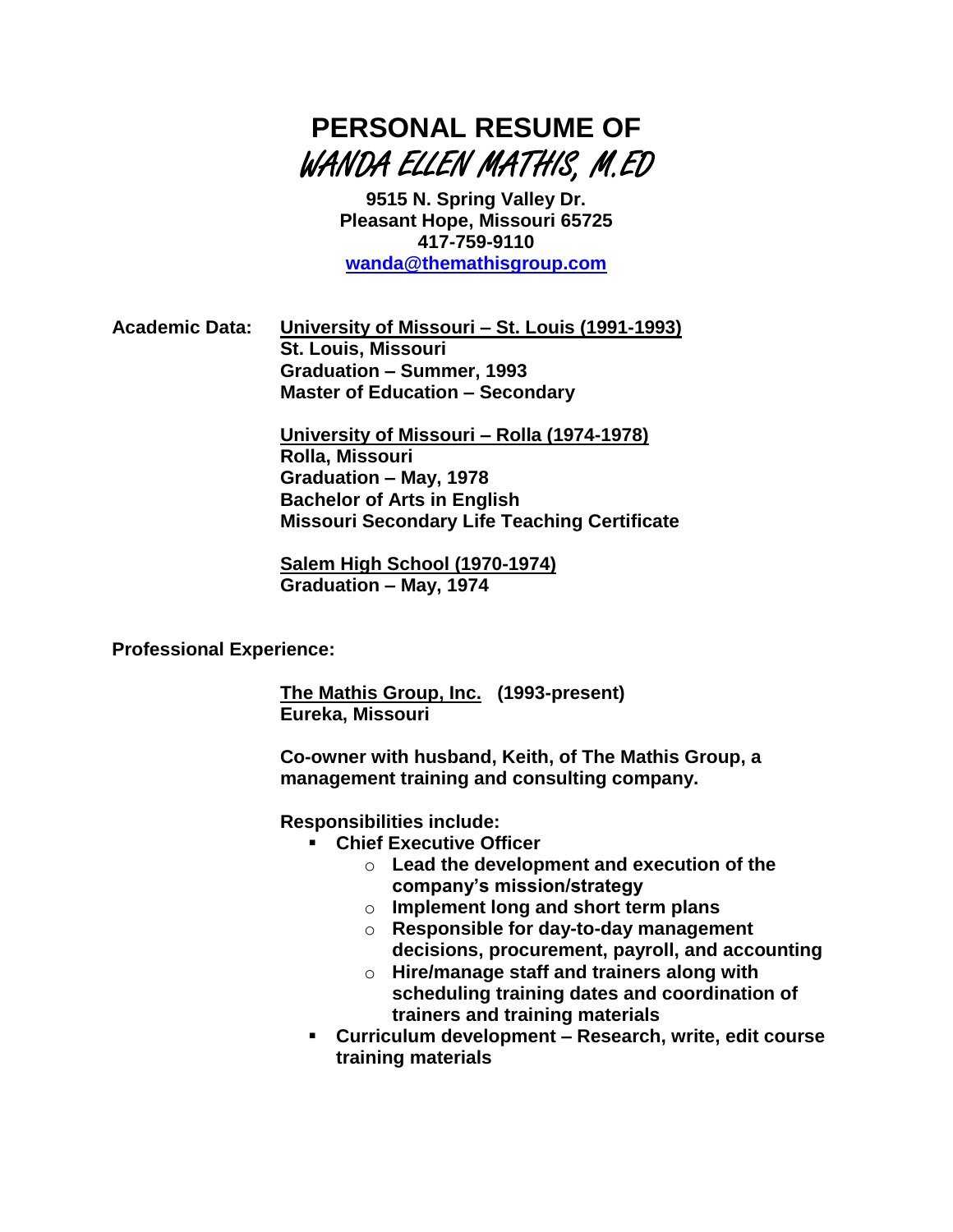# PERSONAL RESUME OF
# WANDA ELLEN MATHIS, M.ED

**9515 N. Spring Valley Dr.**
**Pleasant Hope, Missouri 65725**
**417-759-9110**
**wanda@themathisgroup.com**

**Academic Data:**

**University of Missouri – St. Louis (1991-1993)**
**St. Louis, Missouri**
**Graduation – Summer, 1993**
**Master of Education – Secondary**

**University of Missouri – Rolla (1974-1978)**
**Rolla, Missouri**
**Graduation – May, 1978**
**Bachelor of Arts in English**
**Missouri Secondary Life Teaching Certificate**

**Salem High School (1970-1974)**
**Graduation – May, 1974**

**Professional Experience:**

**The Mathis Group, Inc. (1993-present)**
**Eureka, Missouri**

**Co-owner with husband, Keith, of The Mathis Group, a management training and consulting company.**

**Responsibilities include:**

- **Chief Executive Officer**
  - **Lead the development and execution of the company's mission/strategy**
  - **Implement long and short term plans**
  - **Responsible for day-to-day management decisions, procurement, payroll, and accounting**
  - **Hire/manage staff and trainers along with scheduling training dates and coordination of trainers and training materials**
- **Curriculum development – Research, write, edit course training materials**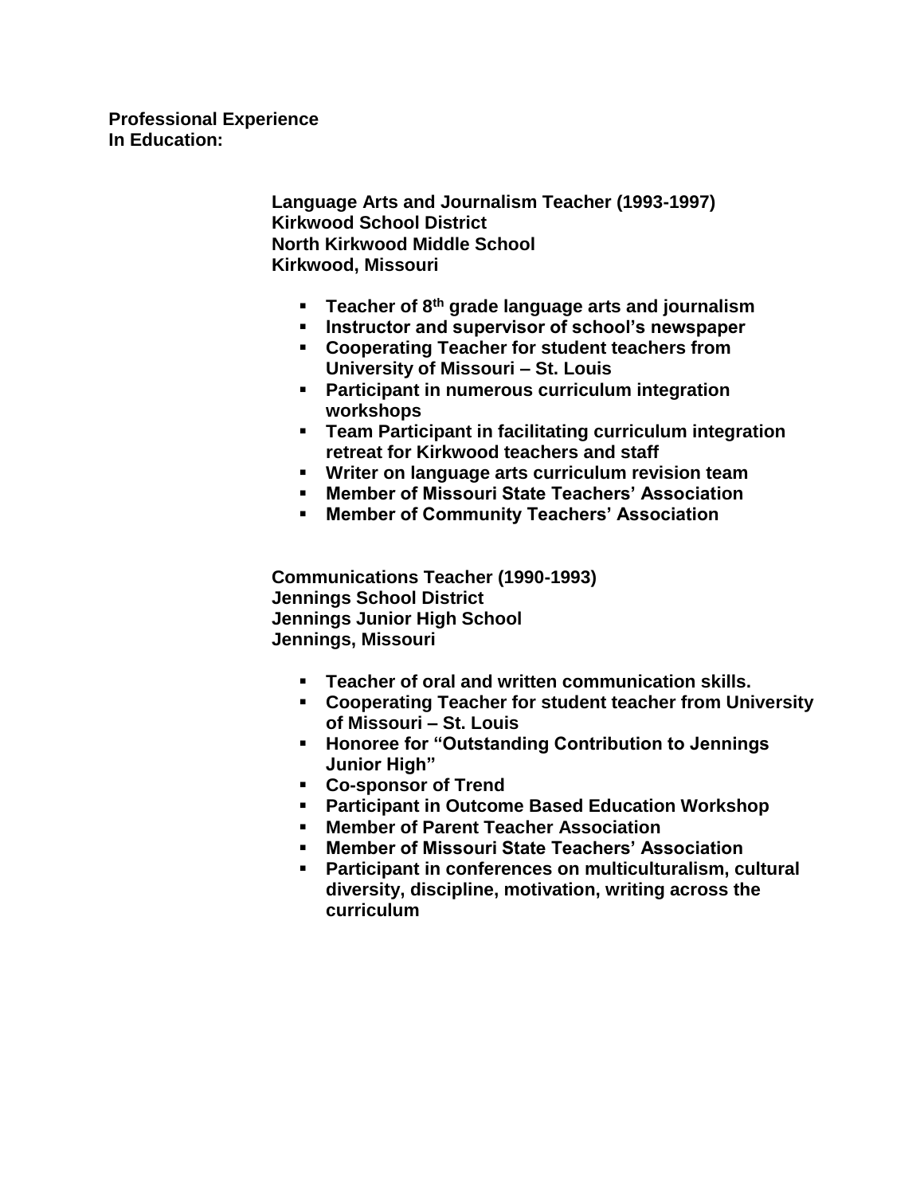**Professional Experience**
**In Education:**

**Language Arts and Journalism Teacher (1993-1997)**
**Kirkwood School District**
**North Kirkwood Middle School**
**Kirkwood, Missouri**

- **Teacher of 8th grade language arts and journalism**
- **Instructor and supervisor of school's newspaper**
- **Cooperating Teacher for student teachers from University of Missouri – St. Louis**
- **Participant in numerous curriculum integration workshops**
- **Team Participant in facilitating curriculum integration retreat for Kirkwood teachers and staff**
- **Writer on language arts curriculum revision team**
- **Member of Missouri State Teachers' Association**
- **Member of Community Teachers' Association**

**Communications Teacher (1990-1993)**
**Jennings School District**
**Jennings Junior High School**
**Jennings, Missouri**

- **Teacher of oral and written communication skills.**
- **Cooperating Teacher for student teacher from University of Missouri – St. Louis**
- **Honoree for "Outstanding Contribution to Jennings Junior High"**
- **Co-sponsor of Trend**
- **Participant in Outcome Based Education Workshop**
- **Member of Parent Teacher Association**
- **Member of Missouri State Teachers' Association**
- **Participant in conferences on multiculturalism, cultural diversity, discipline, motivation, writing across the curriculum**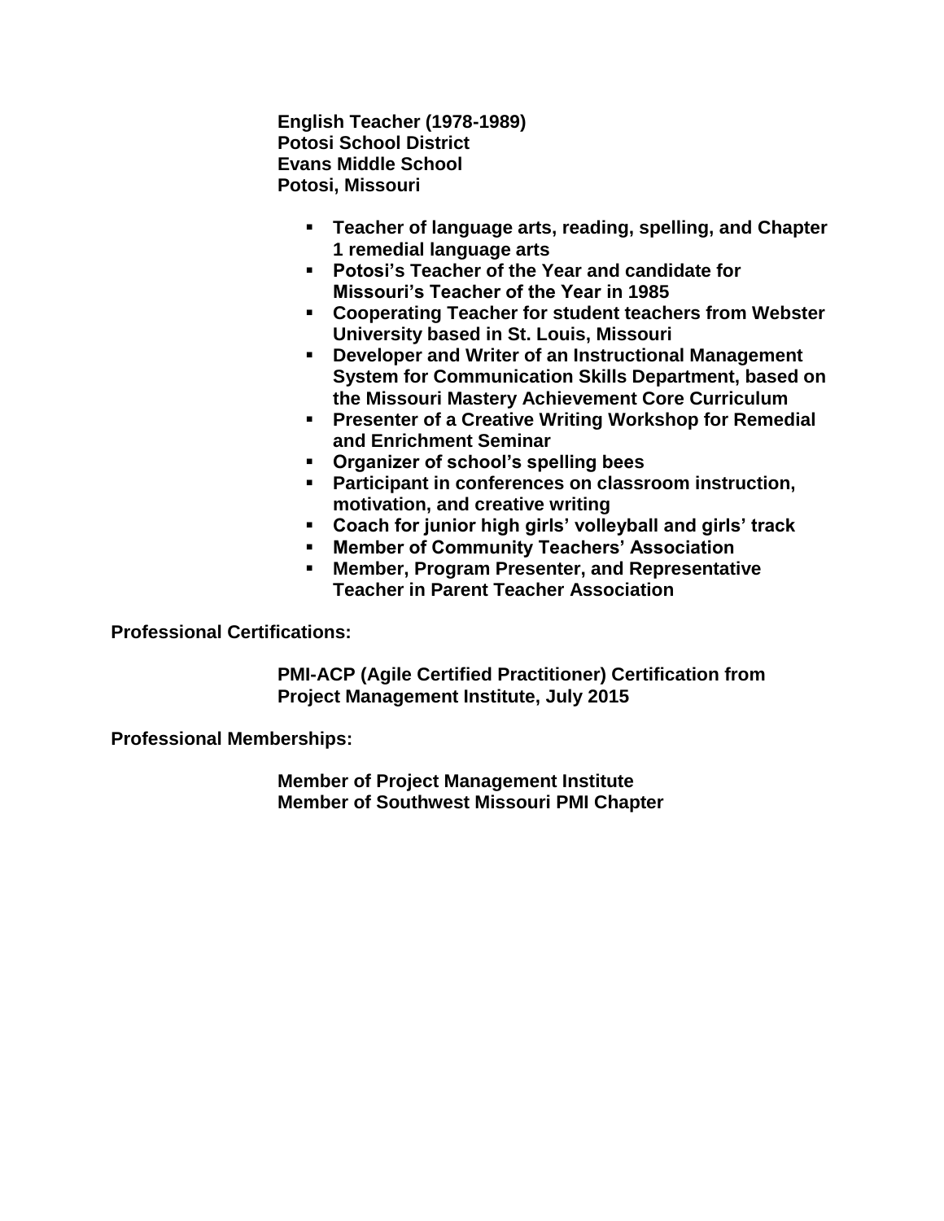**English Teacher (1978-1989)**
**Potosi School District**
**Evans Middle School**
**Potosi, Missouri**

- **Teacher of language arts, reading, spelling, and Chapter 1 remedial language arts**
- **Potosi's Teacher of the Year and candidate for Missouri's Teacher of the Year in 1985**
- **Cooperating Teacher for student teachers from Webster University based in St. Louis, Missouri**
- **Developer and Writer of an Instructional Management System for Communication Skills Department, based on the Missouri Mastery Achievement Core Curriculum**
- **Presenter of a Creative Writing Workshop for Remedial and Enrichment Seminar**
- **Organizer of school's spelling bees**
- **Participant in conferences on classroom instruction, motivation, and creative writing**
- **Coach for junior high girls' volleyball and girls' track**
- **Member of Community Teachers' Association**
- **Member, Program Presenter, and Representative Teacher in Parent Teacher Association**

**Professional Certifications:**

**PMI-ACP (Agile Certified Practitioner) Certification from Project Management Institute, July 2015**

**Professional Memberships:**

**Member of Project Management Institute**
**Member of Southwest Missouri PMI Chapter**